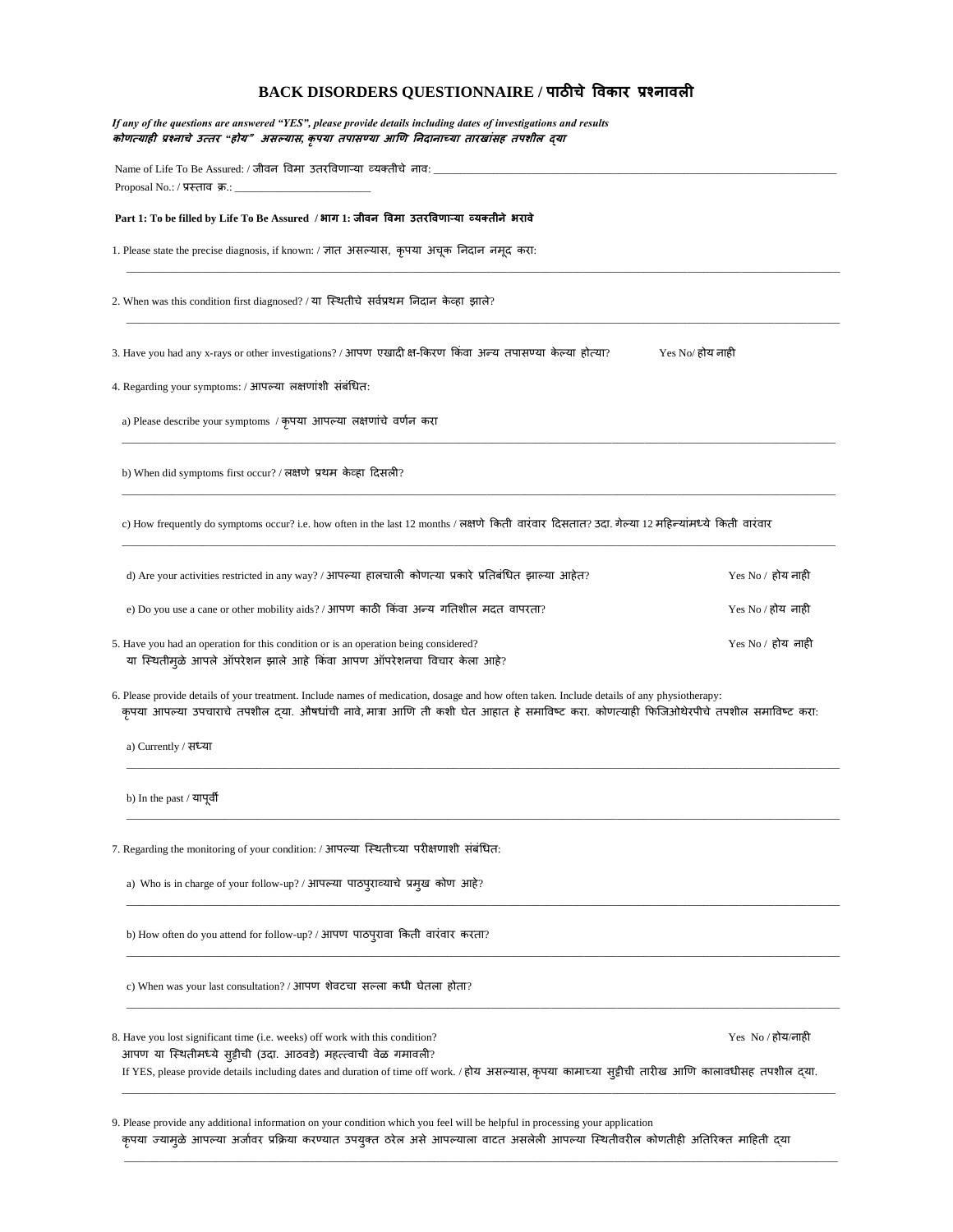# BACK DISORDERS QUESTIONNAIRE / पाठीचे विकार प्रश्नावली

***If any of the questions are answered "YES", please provide details including dates of investigations and results***
***कोणत्याही प्रश्नाचे उत्तर "होय" असल्यास, कृपया तपासण्या आणि निदानाच्या तारखांसह तपशील द्या***

Name of Life To Be Assured: / जीवन विमा उतरविणाऱ्या व्यक्तीचे नाव: ___________________________________________

Proposal No.: / प्रस्ताव क्र.: _________________________

**Part 1: To be filled by Life To Be Assured / भाग 1: जीवन विमा उतरविणाऱ्या व्यक्तीने भरावे**

1. Please state the precise diagnosis, if known: / ज्ञात असल्यास, कृपया अचूक निदान नमूद करा:

___________________________________________

2. When was this condition first diagnosed? / या स्थितीचे सर्वप्रथम निदान केव्हा झाले?

___________________________________________

3. Have you had any x-rays or other investigations? / आपण एखादी क्ष-किरण किंवा अन्य तपासण्या केल्या होत्या? Yes No/ होय नाही

4. Regarding your symptoms: / आपल्या लक्षणांशी संबंधित:

   a) Please describe your symptoms / कृपया आपल्या लक्षणांचे वर्णन करा

   ___________________________________________

   b) When did symptoms first occur? / लक्षणे प्रथम केव्हा दिसली?

   ___________________________________________

   c) How frequently do symptoms occur? i.e. how often in the last 12 months / लक्षणे किती वारंवार दिसतात? उदा. गेल्या 12 महिन्यांमध्ये किती वारंवार

   ___________________________________________

   d) Are your activities restricted in any way? / आपल्या हालचाली कोणत्या प्रकारे प्रतिबंधित झाल्या आहेत? Yes No / होय नाही

   e) Do you use a cane or other mobility aids? / आपण काठी किंवा अन्य गतिशील मदत वापरता? Yes No / होय नाही

5. Have you had an operation for this condition or is an operation being considered? Yes No / होय नाही
   या स्थितीमुळे आपले ऑपरेशन झाले आहे किंवा आपण ऑपरेशनचा विचार केला आहे?

6. Please provide details of your treatment. Include names of medication, dosage and how often taken. Include details of any physiotherapy:
   कृपया आपल्या उपचाराचे तपशील द्या. औषधांची नावे, मात्रा आणि ती कशी घेत आहात हे समाविष्ट करा. कोणत्याही फिजिओथेरपीचे तपशील समाविष्ट करा:

   a) Currently / सध्या

   ___________________________________________

   b) In the past / यापूर्वी

   ___________________________________________

7. Regarding the monitoring of your condition: / आपल्या स्थितीच्या परीक्षणाशी संबंधित:

   a) Who is in charge of your follow-up? / आपल्या पाठपुराव्याचे प्रमुख कोण आहे?

   ___________________________________________

   b) How often do you attend for follow-up? / आपण पाठपुरावा किती वारंवार करता?

   ___________________________________________

   c) When was your last consultation? / आपण शेवटचा सल्ला कधी घेतला होता?

   ___________________________________________

8. Have you lost significant time (i.e. weeks) off work with this condition? Yes No / होय/नाही
   आपण या स्थितीमध्ये सुट्टीची (उदा. आठवडे) महत्त्वाची वेळ गमावली?
   If YES, please provide details including dates and duration of time off work. / होय असल्यास, कृपया कामाच्या सुट्टीची तारीख आणि कालावधीसह तपशील द्या.

   ___________________________________________

9. Please provide any additional information on your condition which you feel will be helpful in processing your application
   कृपया ज्यामुळे आपल्या अर्जावर प्रक्रिया करण्यात उपयुक्त ठरेल असे आपल्याला वाटत असलेली आपल्या स्थितीवरील कोणतीही अतिरिक्त माहिती द्या

   ___________________________________________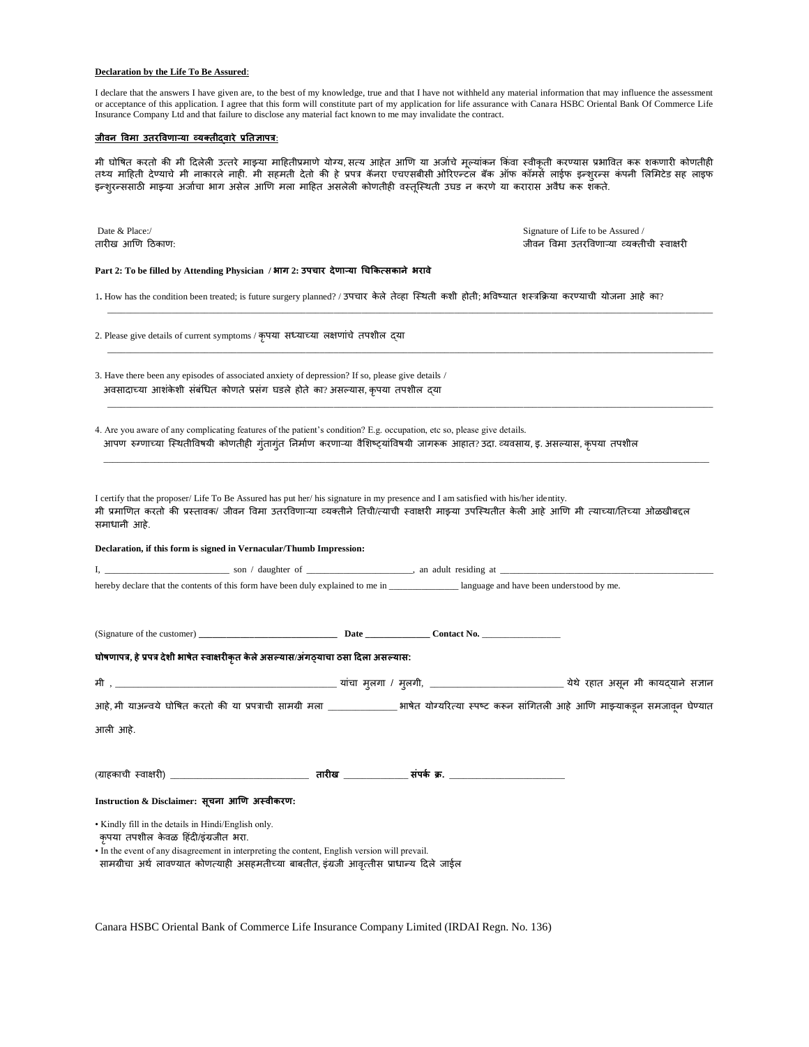**Declaration by the Life To Be Assured**:

I declare that the answers I have given are, to the best of my knowledge, true and that I have not withheld any material information that may influence the assessment or acceptance of this application. I agree that this form will constitute part of my application for life assurance with Canara HSBC Oriental Bank Of Commerce Life Insurance Company Ltd and that failure to disclose any material fact known to me may invalidate the contract.

**जीवन विमा उतरविणाऱ्या व्यक्तीद्वारे प्रतिज्ञापत्र**:

मी घोषित करतो की मी दिलेली उत्तरे माझ्या माहितीप्रमाणे योग्य, सत्य आहेत आणि या अर्जाचे मूल्यांकन किंवा स्वीकृती करण्यास प्रभावित करू शकणारी कोणतीही तथ्य माहिती देण्याचे मी नाकारले नाही. मी सहमती देतो की हे प्रपत्र कॅनरा एचएसबीसी ओरिएन्टल बँक ऑफ कॉमर्स लाईफ इन्शुरन्स कंपनी लिमिटेड सह लाइफ इन्शुरन्ससाठी माझ्या अर्जाचा भाग असेल आणि मला माहित असलेली कोणतीही वस्तुस्थिती उघड न करणे या करारास अवैध करू शकते.

Date & Place:/
तारीख आणि ठिकाण:

Signature of Life to be Assured /
जीवन विमा उतरविणाऱ्या व्यक्तीची स्वाक्षरी

**Part 2: To be filled by Attending Physician / भाग 2: उपचार देणाऱ्या चिकित्सकाने भरावे**

1. How has the condition been treated; is future surgery planned? / उपचार केले तेव्हा स्थिती कशी होती; भविष्यात शस्त्रक्रिया करण्याची योजना आहे का?

______________________________________________________________________________

2. Please give details of current symptoms / कृपया सध्याच्या लक्षणांचे तपशील द्या

______________________________________________________________________________

3. Have there been any episodes of associated anxiety of depression? If so, please give details /
अवसादाच्या आशंकेशी संबंधित कोणते प्रसंग घडले होते का? असल्यास, कृपया तपशील द्या

______________________________________________________________________________

4. Are you aware of any complicating features of the patient's condition? E.g. occupation, etc so, please give details.
आपण रुग्णाच्या स्थितीविषयी कोणतीही गुंतागुंत निर्माण करणाऱ्या वैशिष्ट्यांविषयी जागरूक आहात? उदा. व्यवसाय, इ. असल्यास, कृपया तपशील

______________________________________________________________________________

I certify that the proposer/ Life To Be Assured has put her/ his signature in my presence and I am satisfied with his/her identity.
मी प्रमाणित करतो की प्रस्तावक/ जीवन विमा उतरविणाऱ्या व्यक्तीने तिची/त्याची स्वाक्षरी माझ्या उपस्थितीत केली आहे आणि मी त्याच्या/तिच्या ओळखीबद्दल समाधानी आहे.

**Declaration, if this form is signed in Vernacular/Thumb Impression:**

I, ___________________________ son / daughter of _______________________, an adult residing at ________________________________________________
hereby declare that the contents of this form have been duly explained to me in _______________ language and have been understood by me.

(Signature of the customer) ______________________________ **Date** ______________ **Contact No.** _________________

**घोषणापत्र, हे प्रपत्र देशी भाषेत स्वाक्षरीकृत केले असल्यास/अंगठ्याचा ठसा दिला असल्यास:**

मी , _____________________________________________ यांचा मुलगा / मुलगी, ___________________________ येथे रहात असून मी कायद्याने सज्ञान आहे, मी याअन्वये घोषित करतो की या प्रपत्राची सामग्री मला ______________ भाषेत योग्यरित्या स्पष्ट करून सांगितली आहे आणि माझ्याकडून समजावून घेण्यात आली आहे.

(ग्राहकाची स्वाक्षरी) _____________________________ **तारीख** _____________ **संपर्क क्र.** ________________________

**Instruction & Disclaimer: सूचना आणि अस्वीकरण:**

- Kindly fill in the details in Hindi/English only.
  कृपया तपशील केवळ हिंदी/इंग्रजीत भरा.
- In the event of any disagreement in interpreting the content, English version will prevail.
  सामग्रीचा अर्थ लावण्यात कोणत्याही असहमतीच्या बाबतीत, इंग्रजी आवृत्तीस प्राधान्य दिले जाईल

Canara HSBC Oriental Bank of Commerce Life Insurance Company Limited (IRDAI Regn. No. 136)